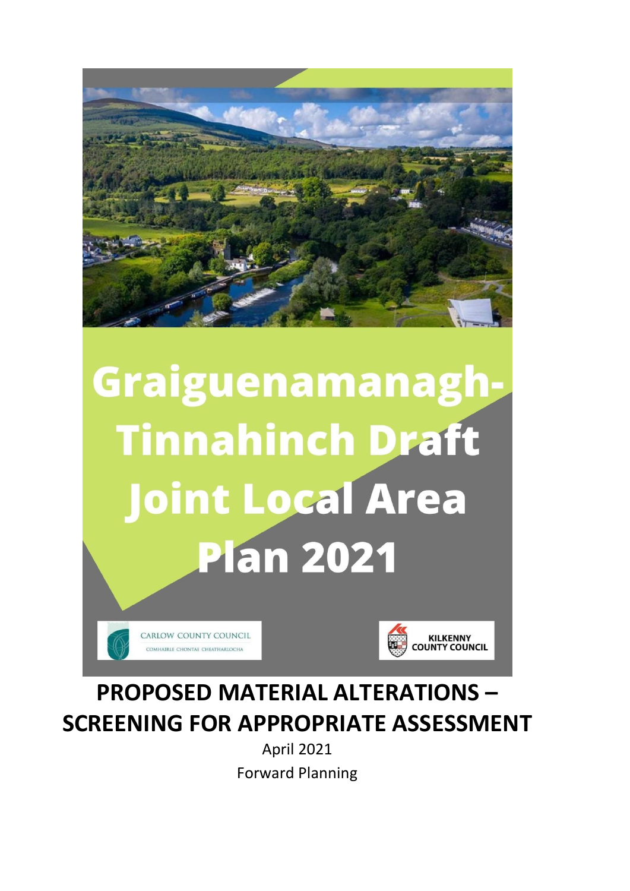# Graiguenamanagh-Tinnahinch Draft Joint Local Area Plan 2021

CARLOW COUNTY COUNCIL
COMHAIRLE CHONTAE CHEATHARLOCHA

KILKENNY COUNTY COUNCIL

## PROPOSED MATERIAL ALTERATIONS – SCREENING FOR APPROPRIATE ASSESSMENT

April 2021

Forward Planning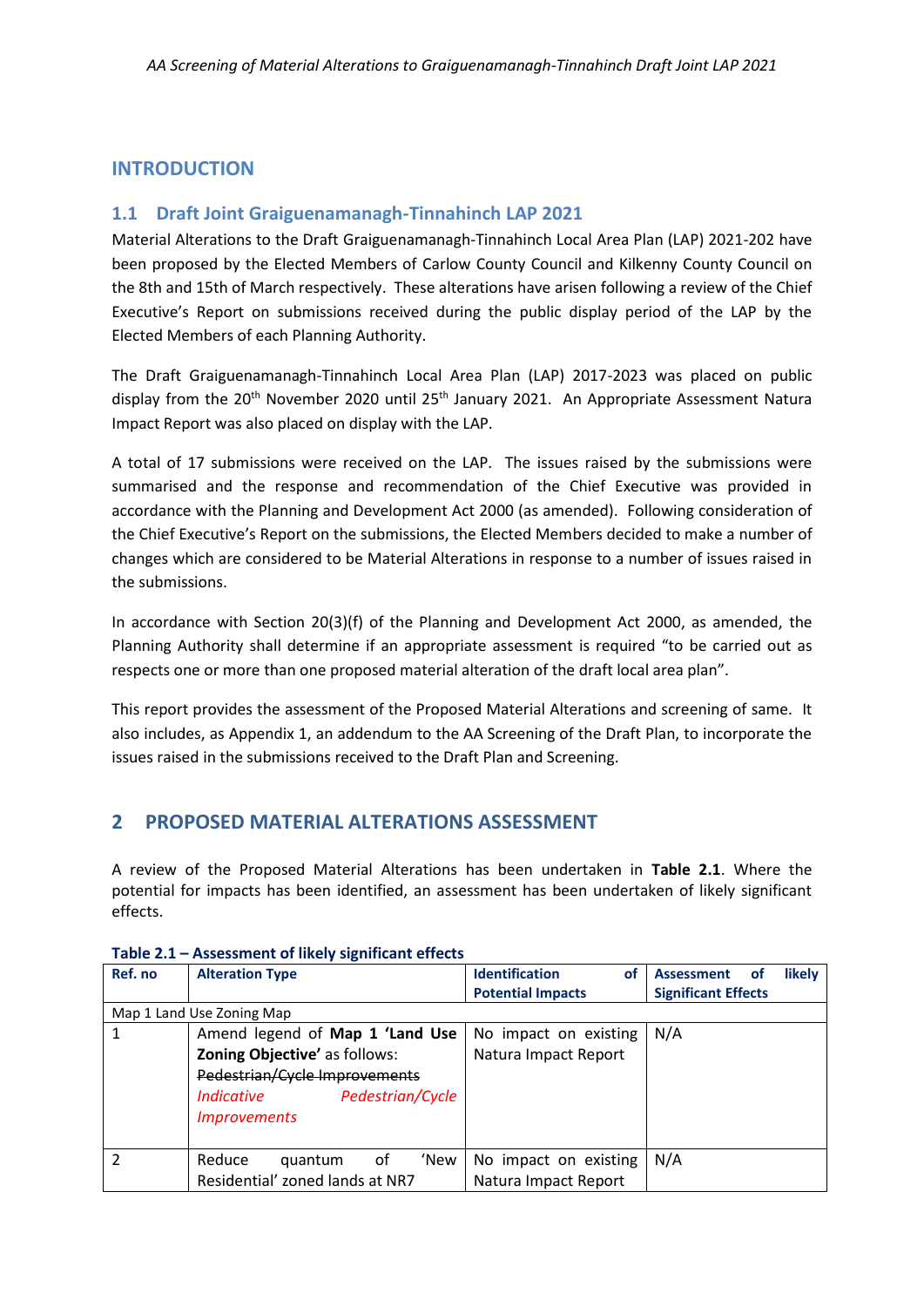# INTRODUCTION

## 1.1 Draft Joint Graiguenamanagh-Tinnahinch LAP 2021

Material Alterations to the Draft Graiguenamanagh-Tinnahinch Local Area Plan (LAP) 2021-202 have been proposed by the Elected Members of Carlow County Council and Kilkenny County Council on the 8th and 15th of March respectively. These alterations have arisen following a review of the Chief Executive's Report on submissions received during the public display period of the LAP by the Elected Members of each Planning Authority.

The Draft Graiguenamanagh-Tinnahinch Local Area Plan (LAP) 2017-2023 was placed on public display from the 20th November 2020 until 25th January 2021. An Appropriate Assessment Natura Impact Report was also placed on display with the LAP.

A total of 17 submissions were received on the LAP. The issues raised by the submissions were summarised and the response and recommendation of the Chief Executive was provided in accordance with the Planning and Development Act 2000 (as amended). Following consideration of the Chief Executive's Report on the submissions, the Elected Members decided to make a number of changes which are considered to be Material Alterations in response to a number of issues raised in the submissions.

In accordance with Section 20(3)(f) of the Planning and Development Act 2000, as amended, the Planning Authority shall determine if an appropriate assessment is required "to be carried out as respects one or more than one proposed material alteration of the draft local area plan".

This report provides the assessment of the Proposed Material Alterations and screening of same. It also includes, as Appendix 1, an addendum to the AA Screening of the Draft Plan, to incorporate the issues raised in the submissions received to the Draft Plan and Screening.

# 2 PROPOSED MATERIAL ALTERATIONS ASSESSMENT

A review of the Proposed Material Alterations has been undertaken in **Table 2.1**. Where the potential for impacts has been identified, an assessment has been undertaken of likely significant effects.

**Table 2.1 – Assessment of likely significant effects**

| Ref. no | Alteration Type | Identification of Potential Impacts | Assessment of likely Significant Effects |
|---|---|---|---|
| Map 1 Land Use Zoning Map | | | |
| 1 | Amend legend of **Map 1 'Land Use Zoning Objective'** as follows: ~~Pedestrian/Cycle Improvements~~ *Indicative Pedestrian/Cycle Improvements* | No impact on existing Natura Impact Report | N/A |
| 2 | Reduce quantum of 'New Residential' zoned lands at NR7 | No impact on existing Natura Impact Report | N/A |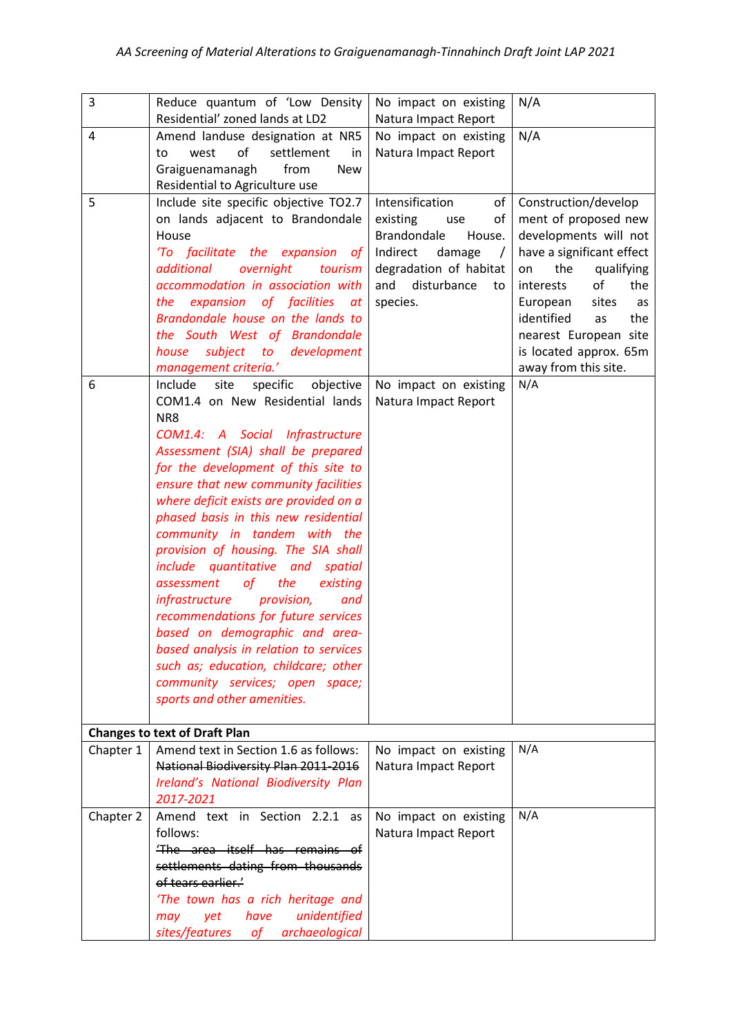| 3 | Reduce quantum of 'Low Density Residential' zoned lands at LD2 | No impact on existing Natura Impact Report | N/A |
|---|---|---|---|
| 4 | Amend landuse designation at NR5 to west of settlement in Graiguenamanagh from New Residential to Agriculture use | No impact on existing Natura Impact Report | N/A |
| 5 | Include site specific objective TO2.7 on lands adjacent to Brandondale House *'To facilitate the expansion of additional overnight tourism accommodation in association with the expansion of facilities at Brandondale house on the lands to the South West of Brandondale house subject to development management criteria.'* | Intensification of existing use of Brandondale House. Indirect damage / degradation of habitat and disturbance to species. | Construction/development of proposed new developments will not have a significant effect on the qualifying interests of the European sites as identified as the nearest European site is located approx. 65m away from this site. |
| 6 | Include site specific objective COM1.4 on New Residential lands NR8 *COM1.4: A Social Infrastructure Assessment (SIA) shall be prepared for the development of this site to ensure that new community facilities where deficit exists are provided on a phased basis in this new residential community in tandem with the provision of housing. The SIA shall include quantitative and spatial assessment of the existing infrastructure provision, and recommendations for future services based on demographic and area-based analysis in relation to services such as; education, childcare; other community services; open space; sports and other amenities.* | No impact on existing Natura Impact Report | N/A |
| **Changes to text of Draft Plan** | | | |
| Chapter 1 | Amend text in Section 1.6 as follows: ~~National Biodiversity Plan 2011-2016~~ *Ireland's National Biodiversity Plan 2017-2021* | No impact on existing Natura Impact Report | N/A |
| Chapter 2 | Amend text in Section 2.2.1 as follows: ~~'The area itself has remains of settlements dating from thousands of tears earlier.'~~ *'The town has a rich heritage and may yet have unidentified sites/features of archaeological* | No impact on existing Natura Impact Report | N/A |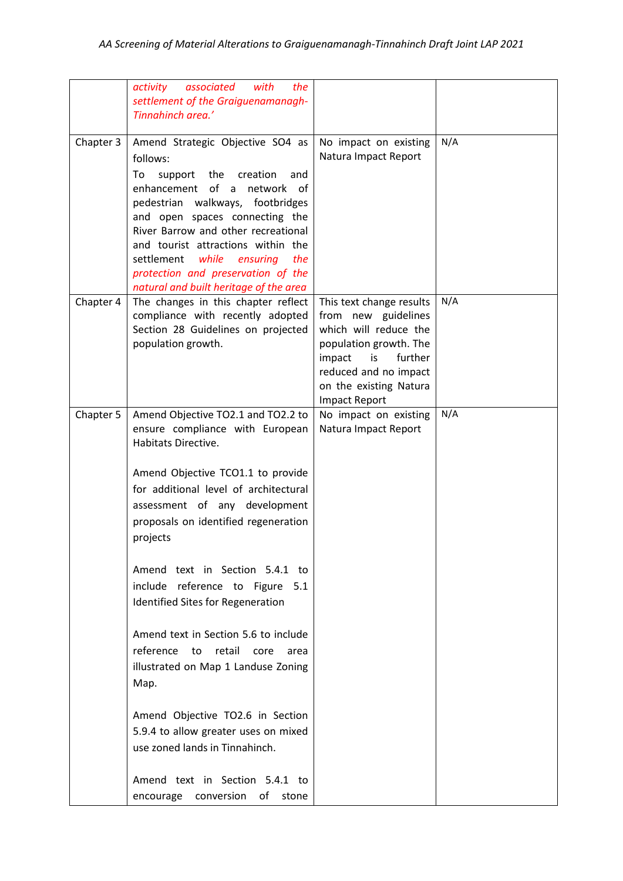| | | | |
|---|---|---|---|
| | *activity associated with the settlement of the Graiguenamanagh-Tinnahinch area.'* | | |
| Chapter 3 | Amend Strategic Objective SO4 as follows:<br>To support the creation and enhancement of a network of pedestrian walkways, footbridges and open spaces connecting the River Barrow and other recreational and tourist attractions within the settlement *while ensuring the protection and preservation of the natural and built heritage of the area* | No impact on existing Natura Impact Report | N/A |
| Chapter 4 | The changes in this chapter reflect compliance with recently adopted Section 28 Guidelines on projected population growth. | This text change results from new guidelines which will reduce the population growth. The impact is further reduced and no impact on the existing Natura Impact Report | N/A |
| Chapter 5 | Amend Objective TO2.1 and TO2.2 to ensure compliance with European Habitats Directive.<br><br>Amend Objective TCO1.1 to provide for additional level of architectural assessment of any development proposals on identified regeneration projects<br><br>Amend text in Section 5.4.1 to include reference to Figure 5.1 Identified Sites for Regeneration<br><br>Amend text in Section 5.6 to include reference to retail core area illustrated on Map 1 Landuse Zoning Map.<br><br>Amend Objective TO2.6 in Section 5.9.4 to allow greater uses on mixed use zoned lands in Tinnahinch.<br><br>Amend text in Section 5.4.1 to encourage conversion of stone | No impact on existing Natura Impact Report | N/A |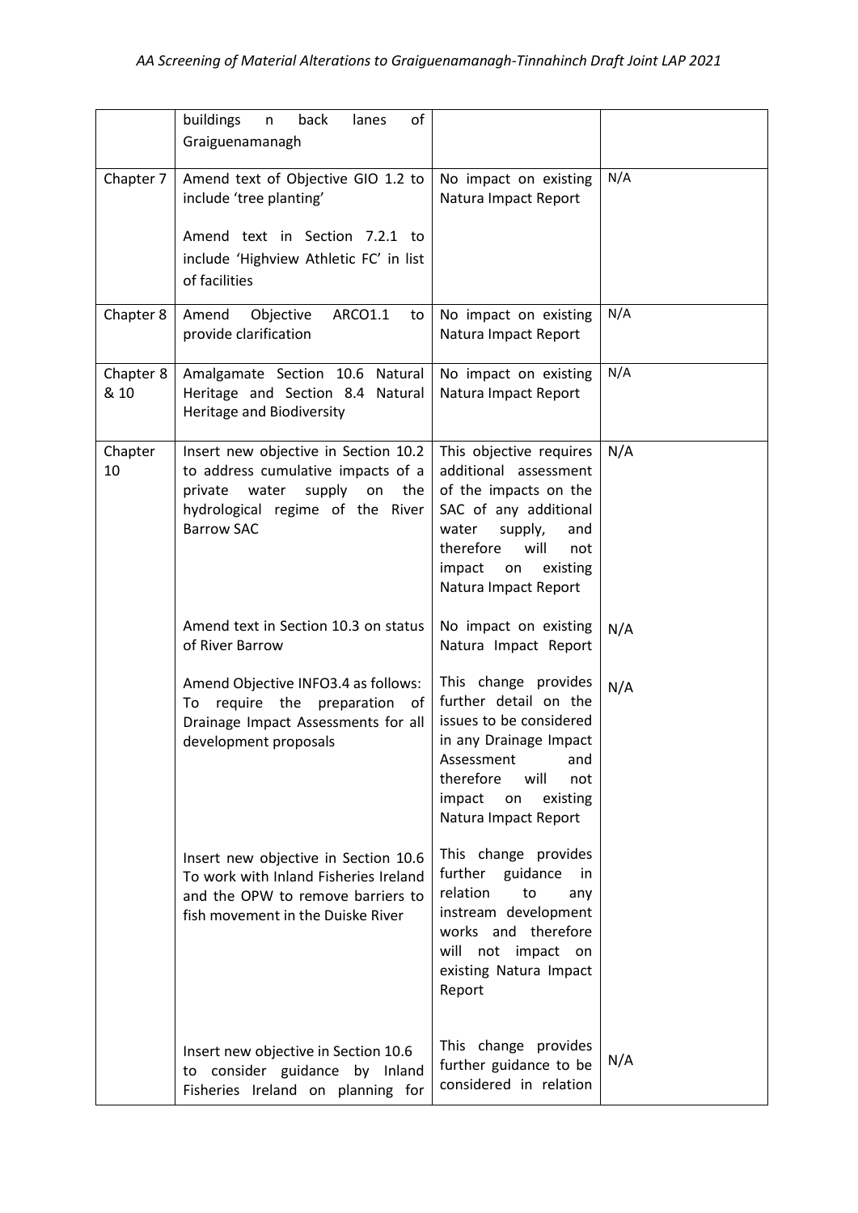| | | | |
|---|---|---|---|
| | buildings n back lanes of Graiguenamanagh | | |
| Chapter 7 | Amend text of Objective GIO 1.2 to include 'tree planting'<br><br>Amend text in Section 7.2.1 to include 'Highview Athletic FC' in list of facilities | No impact on existing Natura Impact Report | N/A |
| Chapter 8 | Amend Objective ARCO1.1 to provide clarification | No impact on existing Natura Impact Report | N/A |
| Chapter 8 & 10 | Amalgamate Section 10.6 Natural Heritage and Section 8.4 Natural Heritage and Biodiversity | No impact on existing Natura Impact Report | N/A |
| Chapter 10 | Insert new objective in Section 10.2 to address cumulative impacts of a private water supply on the hydrological regime of the River Barrow SAC | This objective requires additional assessment of the impacts on the SAC of any additional water supply, and therefore will not impact on existing Natura Impact Report | N/A |
| | Amend text in Section 10.3 on status of River Barrow | No impact on existing Natura Impact Report | N/A |
| | Amend Objective INFO3.4 as follows: To require the preparation of Drainage Impact Assessments for all development proposals | This change provides further detail on the issues to be considered in any Drainage Impact Assessment and therefore will not impact on existing Natura Impact Report | N/A |
| | Insert new objective in Section 10.6 To work with Inland Fisheries Ireland and the OPW to remove barriers to fish movement in the Duiske River | This change provides further guidance in relation to any instream development works and therefore will not impact on existing Natura Impact Report | |
| | Insert new objective in Section 10.6 to consider guidance by Inland Fisheries Ireland on planning for | This change provides further guidance to be considered in relation | N/A |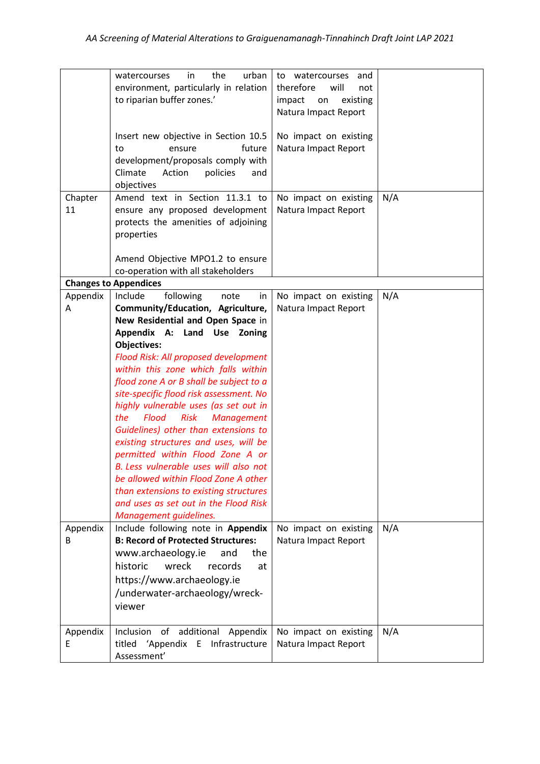| | | | |
|---|---|---|---|
| | watercourses in the urban environment, particularly in relation to riparian buffer zones.'<br><br>Insert new objective in Section 10.5 to ensure future development/proposals comply with Climate Action policies and objectives | to watercourses and therefore will not impact on existing Natura Impact Report<br><br>No impact on existing Natura Impact Report | |
| Chapter 11 | Amend text in Section 11.3.1 to ensure any proposed development protects the amenities of adjoining properties<br><br>Amend Objective MPO1.2 to ensure co-operation with all stakeholders | No impact on existing Natura Impact Report | N/A |
| **Changes to Appendices** | | | |
| Appendix A | Include following note in **Community/Education, Agriculture, New Residential and Open Space** in **Appendix A: Land Use Zoning Objectives:**<br>*Flood Risk: All proposed development within this zone which falls within flood zone A or B shall be subject to a site-specific flood risk assessment. No highly vulnerable uses (as set out in the Flood Risk Management Guidelines) other than extensions to existing structures and uses, will be permitted within Flood Zone A or B. Less vulnerable uses will also not be allowed within Flood Zone A other than extensions to existing structures and uses as set out in the Flood Risk Management guidelines.* | No impact on existing Natura Impact Report | N/A |
| Appendix B | Include following note in **Appendix B: Record of Protected Structures:** www.archaeology.ie and the historic wreck records at https://www.archaeology.ie/underwater-archaeology/wreck-viewer | No impact on existing Natura Impact Report | N/A |
| Appendix E | Inclusion of additional Appendix titled 'Appendix E Infrastructure Assessment' | No impact on existing Natura Impact Report | N/A |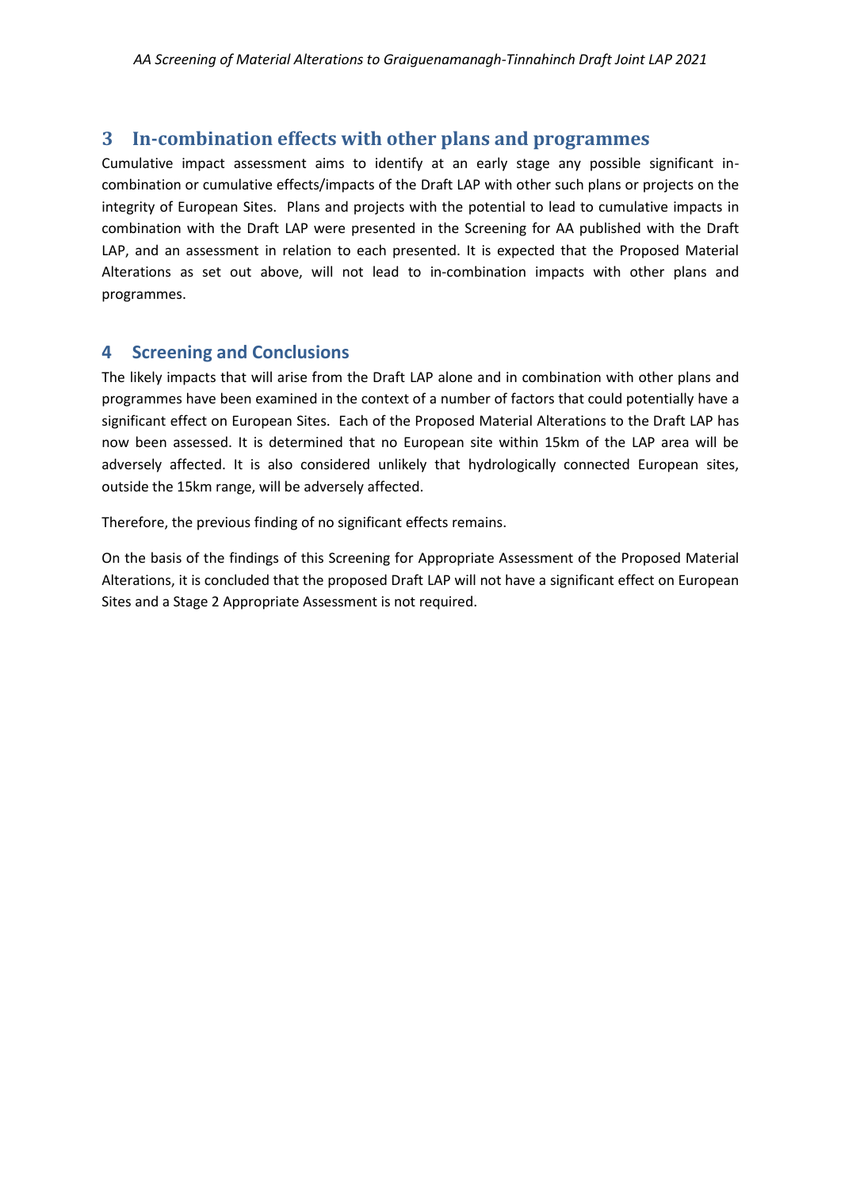# 3 In-combination effects with other plans and programmes

Cumulative impact assessment aims to identify at an early stage any possible significant in-combination or cumulative effects/impacts of the Draft LAP with other such plans or projects on the integrity of European Sites. Plans and projects with the potential to lead to cumulative impacts in combination with the Draft LAP were presented in the Screening for AA published with the Draft LAP, and an assessment in relation to each presented. It is expected that the Proposed Material Alterations as set out above, will not lead to in-combination impacts with other plans and programmes.

# 4 Screening and Conclusions

The likely impacts that will arise from the Draft LAP alone and in combination with other plans and programmes have been examined in the context of a number of factors that could potentially have a significant effect on European Sites. Each of the Proposed Material Alterations to the Draft LAP has now been assessed. It is determined that no European site within 15km of the LAP area will be adversely affected. It is also considered unlikely that hydrologically connected European sites, outside the 15km range, will be adversely affected.

Therefore, the previous finding of no significant effects remains.

On the basis of the findings of this Screening for Appropriate Assessment of the Proposed Material Alterations, it is concluded that the proposed Draft LAP will not have a significant effect on European Sites and a Stage 2 Appropriate Assessment is not required.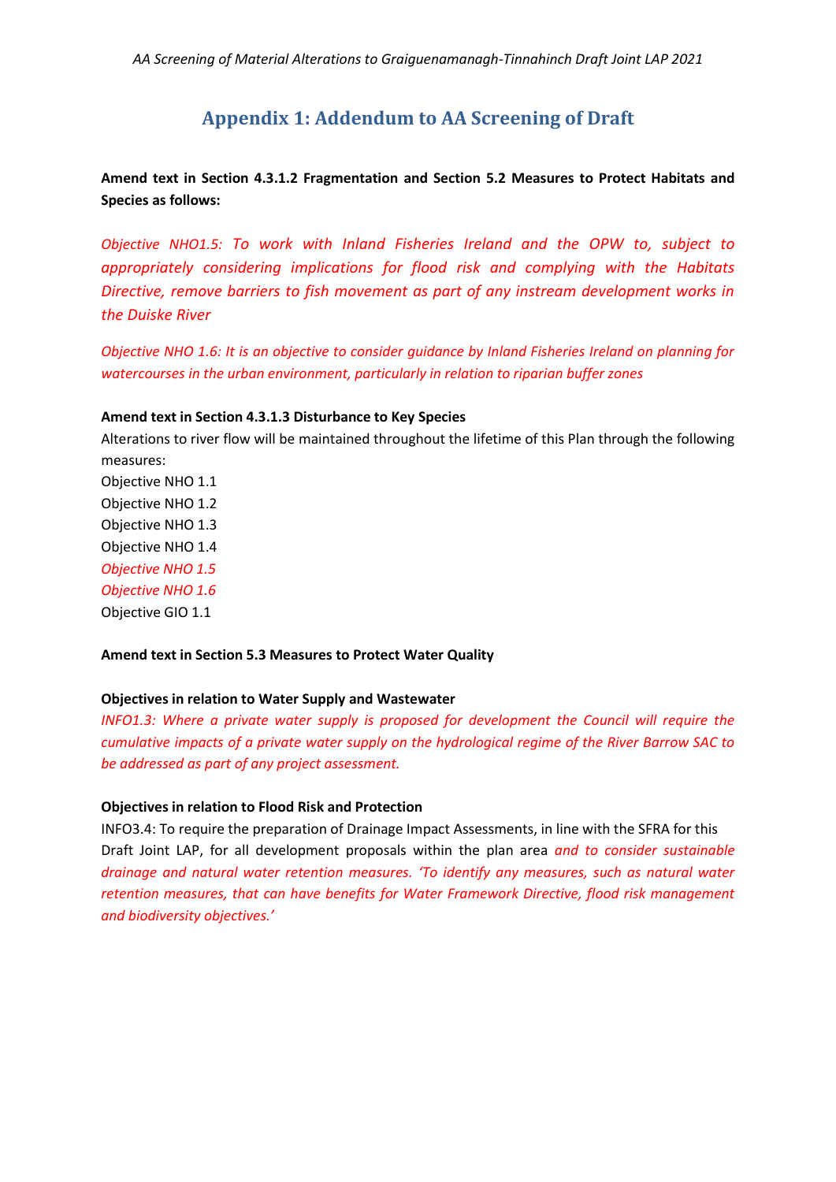## Appendix 1: Addendum to AA Screening of Draft

**Amend text in Section 4.3.1.2 Fragmentation and Section 5.2 Measures to Protect Habitats and Species as follows:**

*Objective NHO1.5: To work with Inland Fisheries Ireland and the OPW to, subject to appropriately considering implications for flood risk and complying with the Habitats Directive, remove barriers to fish movement as part of any instream development works in the Duiske River*

*Objective NHO 1.6: It is an objective to consider guidance by Inland Fisheries Ireland on planning for watercourses in the urban environment, particularly in relation to riparian buffer zones*

**Amend text in Section 4.3.1.3 Disturbance to Key Species**

Alterations to river flow will be maintained throughout the lifetime of this Plan through the following measures:

Objective NHO 1.1
Objective NHO 1.2
Objective NHO 1.3
Objective NHO 1.4
*Objective NHO 1.5*
*Objective NHO 1.6*
Objective GIO 1.1

**Amend text in Section 5.3 Measures to Protect Water Quality**

**Objectives in relation to Water Supply and Wastewater**

*INFO1.3: Where a private water supply is proposed for development the Council will require the cumulative impacts of a private water supply on the hydrological regime of the River Barrow SAC to be addressed as part of any project assessment.*

**Objectives in relation to Flood Risk and Protection**

INFO3.4: To require the preparation of Drainage Impact Assessments, in line with the SFRA for this Draft Joint LAP, for all development proposals within the plan area *and to consider sustainable drainage and natural water retention measures. 'To identify any measures, such as natural water retention measures, that can have benefits for Water Framework Directive, flood risk management and biodiversity objectives.'*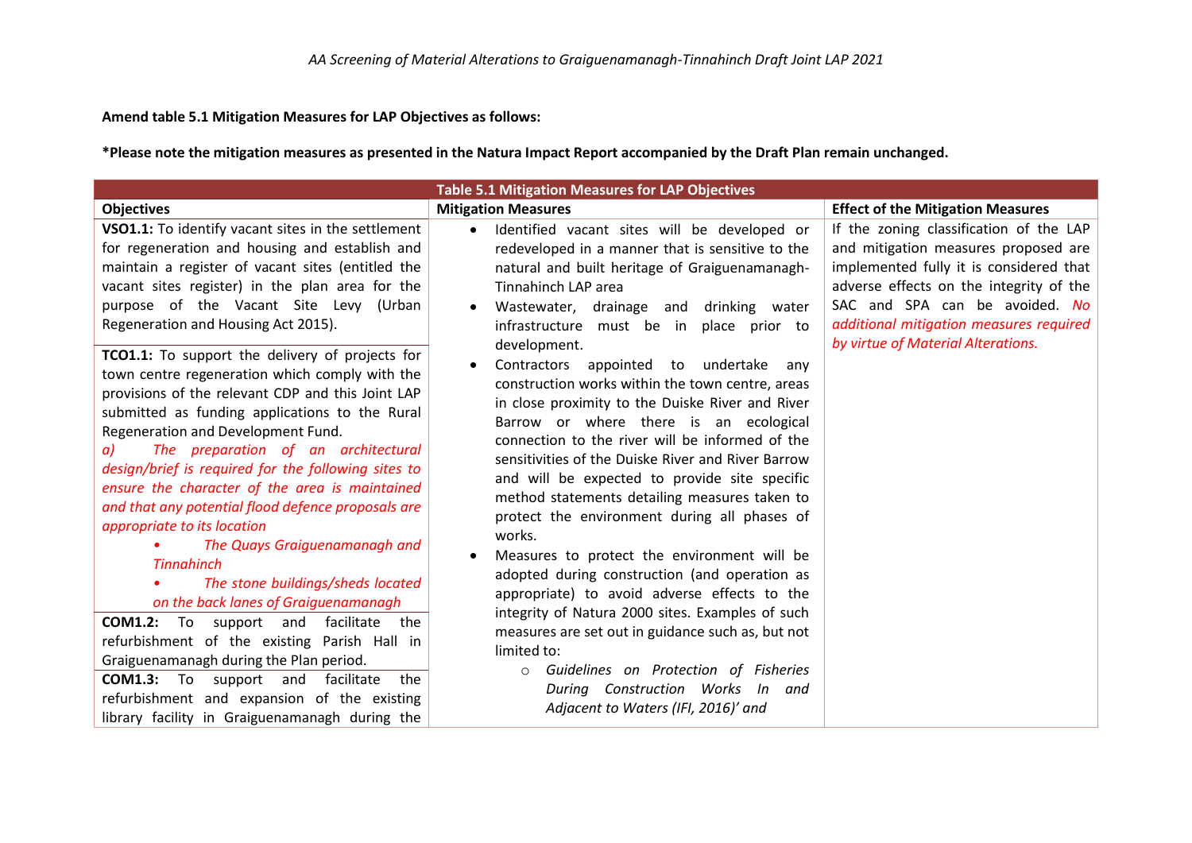**Amend table 5.1 Mitigation Measures for LAP Objectives as follows:**

**\*Please note the mitigation measures as presented in the Natura Impact Report accompanied by the Draft Plan remain unchanged.**

| Table 5.1 Mitigation Measures for LAP Objectives | | |
|---|---|---|
| **Objectives** | **Mitigation Measures** | **Effect of the Mitigation Measures** |
| **VSO1.1:** To identify vacant sites in the settlement for regeneration and housing and establish and maintain a register of vacant sites (entitled the vacant sites register) in the plan area for the purpose of the Vacant Site Levy (Urban Regeneration and Housing Act 2015).<br><br>**TCO1.1:** To support the delivery of projects for town centre regeneration which comply with the provisions of the relevant CDP and this Joint LAP submitted as funding applications to the Rural Regeneration and Development Fund.<br>*a) The preparation of an architectural design/brief is required for the following sites to ensure the character of the area is maintained and that any potential flood defence proposals are appropriate to its location*<br>• *The Quays Graiguenamanagh and Tinnahinch*<br>• *The stone buildings/sheds located on the back lanes of Graiguenamanagh*<br><br>**COM1.2:** To support and facilitate the refurbishment of the existing Parish Hall in Graiguenamanagh during the Plan period.<br><br>**COM1.3:** To support and facilitate the refurbishment and expansion of the existing library facility in Graiguenamanagh during the | • Identified vacant sites will be developed or redeveloped in a manner that is sensitive to the natural and built heritage of Graiguenamanagh-Tinnahinch LAP area<br>• Wastewater, drainage and drinking water infrastructure must be in place prior to development.<br>• Contractors appointed to undertake any construction works within the town centre, areas in close proximity to the Duiske River and River Barrow or where there is an ecological connection to the river will be informed of the sensitivities of the Duiske River and River Barrow and will be expected to provide site specific method statements detailing measures taken to protect the environment during all phases of works.<br>• Measures to protect the environment will be adopted during construction (and operation as appropriate) to avoid adverse effects to the integrity of Natura 2000 sites. Examples of such measures are set out in guidance such as, but not limited to:<br>  ○ *Guidelines on Protection of Fisheries During Construction Works In and Adjacent to Waters (IFI, 2016)' and* | If the zoning classification of the LAP and mitigation measures proposed are implemented fully it is considered that adverse effects on the integrity of the SAC and SPA can be avoided. *No additional mitigation measures required by virtue of Material Alterations.* |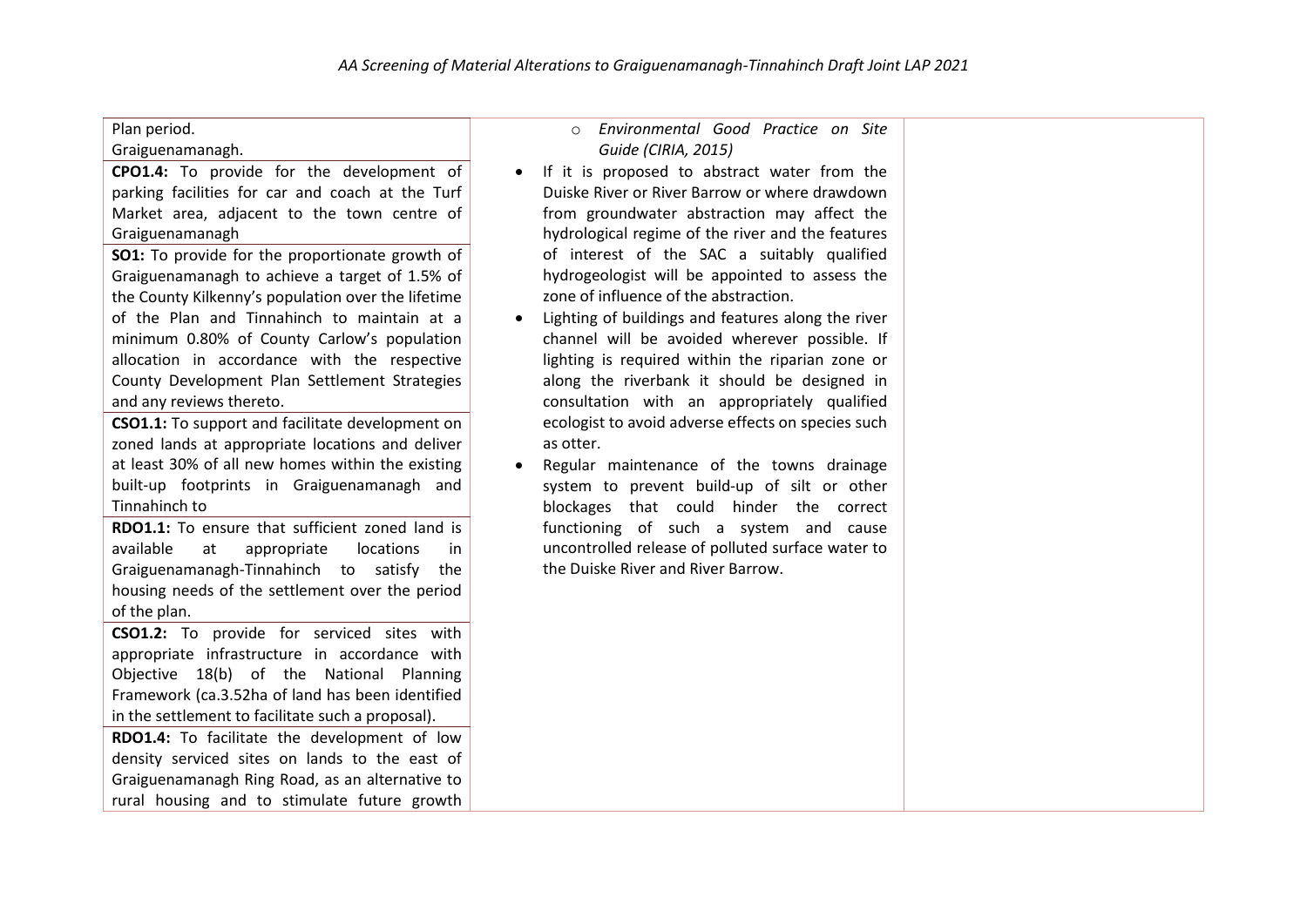| | | |
|---|---|---|
| Plan period.<br>Graiguenamanagh.<br>**CPO1.4:** To provide for the development of parking facilities for car and coach at the Turf Market area, adjacent to the town centre of Graiguenamanagh<br>**SO1:** To provide for the proportionate growth of Graiguenamanagh to achieve a target of 1.5% of the County Kilkenny's population over the lifetime of the Plan and Tinnahinch to maintain at a minimum 0.80% of County Carlow's population allocation in accordance with the respective County Development Plan Settlement Strategies and any reviews thereto.<br>**CSO1.1:** To support and facilitate development on zoned lands at appropriate locations and deliver at least 30% of all new homes within the existing built-up footprints in Graiguenamanagh and Tinnahinch to<br>**RDO1.1:** To ensure that sufficient zoned land is available at appropriate locations in Graiguenamanagh-Tinnahinch to satisfy the housing needs of the settlement over the period of the plan.<br>**CSO1.2:** To provide for serviced sites with appropriate infrastructure in accordance with Objective 18(b) of the National Planning Framework (ca.3.52ha of land has been identified in the settlement to facilitate such a proposal).<br>**RDO1.4:** To facilitate the development of low density serviced sites on lands to the east of Graiguenamanagh Ring Road, as an alternative to rural housing and to stimulate future growth | ○ *Environmental Good Practice on Site Guide (CIRIA, 2015)*<br>• If it is proposed to abstract water from the Duiske River or River Barrow or where drawdown from groundwater abstraction may affect the hydrological regime of the river and the features of interest of the SAC a suitably qualified hydrogeologist will be appointed to assess the zone of influence of the abstraction.<br>• Lighting of buildings and features along the river channel will be avoided wherever possible. If lighting is required within the riparian zone or along the riverbank it should be designed in consultation with an appropriately qualified ecologist to avoid adverse effects on species such as otter.<br>• Regular maintenance of the towns drainage system to prevent build-up of silt or other blockages that could hinder the correct functioning of such a system and cause uncontrolled release of polluted surface water to the Duiske River and River Barrow. | |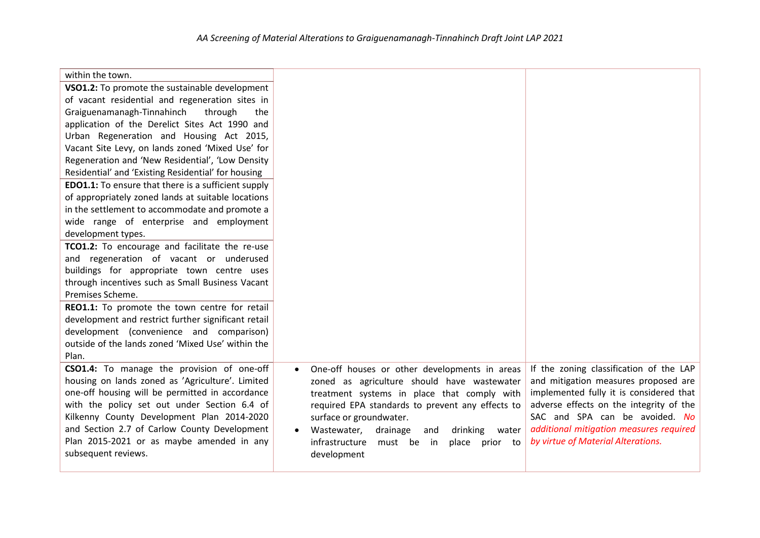| | | |
|---|---|---|
| within the town. | | |
| **VSO1.2:** To promote the sustainable development of vacant residential and regeneration sites in Graiguenamanagh-Tinnahinch through the application of the Derelict Sites Act 1990 and Urban Regeneration and Housing Act 2015, Vacant Site Levy, on lands zoned 'Mixed Use' for Regeneration and 'New Residential', 'Low Density Residential' and 'Existing Residential' for housing | | |
| **EDO1.1:** To ensure that there is a sufficient supply of appropriately zoned lands at suitable locations in the settlement to accommodate and promote a wide range of enterprise and employment development types. | | |
| **TCO1.2:** To encourage and facilitate the re-use and regeneration of vacant or underused buildings for appropriate town centre uses through incentives such as Small Business Vacant Premises Scheme. | | |
| **REO1.1:** To promote the town centre for retail development and restrict further significant retail development (convenience and comparison) outside of the lands zoned 'Mixed Use' within the Plan. | | |
| **CSO1.4:** To manage the provision of one-off housing on lands zoned as 'Agriculture'. Limited one-off housing will be permitted in accordance with the policy set out under Section 6.4 of Kilkenny County Development Plan 2014-2020 and Section 2.7 of Carlow County Development Plan 2015-2021 or as maybe amended in any subsequent reviews. | • One-off houses or other developments in areas zoned as agriculture should have wastewater treatment systems in place that comply with required EPA standards to prevent any effects to surface or groundwater.<br>• Wastewater, drainage and drinking water infrastructure must be in place prior to development | If the zoning classification of the LAP and mitigation measures proposed are implemented fully it is considered that adverse effects on the integrity of the SAC and SPA can be avoided. *No additional mitigation measures required by virtue of Material Alterations.* |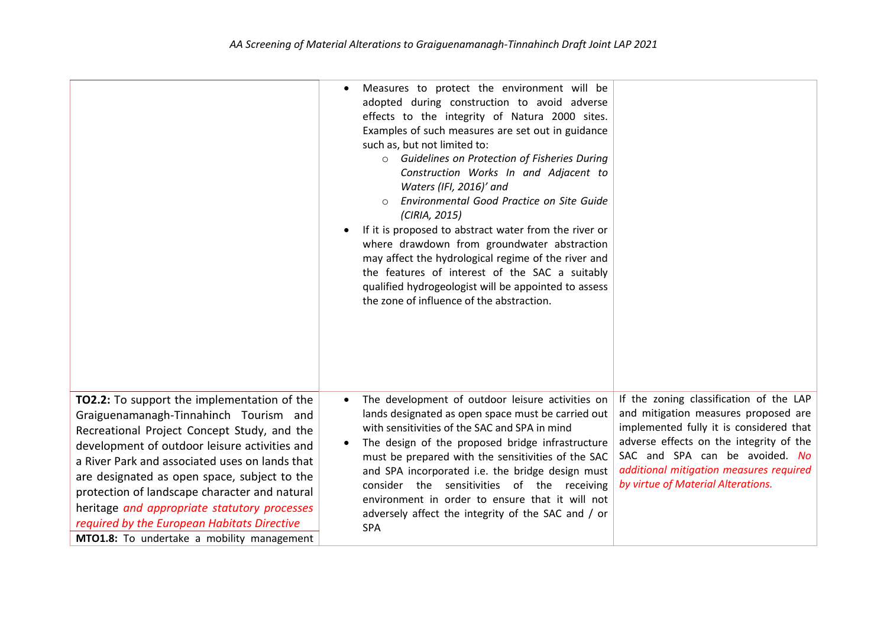| | | |
|---|---|---|
| | • Measures to protect the environment will be adopted during construction to avoid adverse effects to the integrity of Natura 2000 sites. Examples of such measures are set out in guidance such as, but not limited to:<br>&nbsp;&nbsp;○ *Guidelines on Protection of Fisheries During Construction Works In and Adjacent to Waters (IFI, 2016)' and*<br>&nbsp;&nbsp;○ *Environmental Good Practice on Site Guide (CIRIA, 2015)*<br>• If it is proposed to abstract water from the river or where drawdown from groundwater abstraction may affect the hydrological regime of the river and the features of interest of the SAC a suitably qualified hydrogeologist will be appointed to assess the zone of influence of the abstraction. | |
| **TO2.2:** To support the implementation of the Graiguenamanagh-Tinnahinch Tourism and Recreational Project Concept Study, and the development of outdoor leisure activities and a River Park and associated uses on lands that are designated as open space, subject to the protection of landscape character and natural heritage *and appropriate statutory processes required by the European Habitats Directive* | • The development of outdoor leisure activities on lands designated as open space must be carried out with sensitivities of the SAC and SPA in mind<br>• The design of the proposed bridge infrastructure must be prepared with the sensitivities of the SAC and SPA incorporated i.e. the bridge design must consider the sensitivities of the receiving environment in order to ensure that it will not adversely affect the integrity of the SAC and / or SPA | If the zoning classification of the LAP and mitigation measures proposed are implemented fully it is considered that adverse effects on the integrity of the SAC and SPA can be avoided. *No additional mitigation measures required by virtue of Material Alterations.* |
| **MTO1.8:** To undertake a mobility management | | |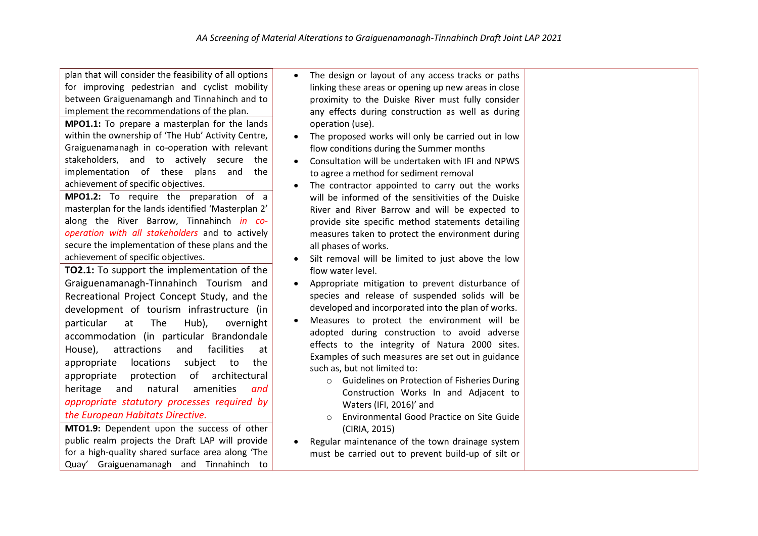| | | |
|---|---|---|
| plan that will consider the feasibility of all options for improving pedestrian and cyclist mobility between Graiguenamangh and Tinnahinch and to implement the recommendations of the plan.<br>**MPO1.1:** To prepare a masterplan for the lands within the ownership of 'The Hub' Activity Centre, Graiguenamanagh in co-operation with relevant stakeholders, and to actively secure the implementation of these plans and the achievement of specific objectives.<br>**MPO1.2:** To require the preparation of a masterplan for the lands identified 'Masterplan 2' along the River Barrow, Tinnahinch *in co-operation with all stakeholders* and to actively secure the implementation of these plans and the achievement of specific objectives.<br>**TO2.1:** To support the implementation of the Graiguenamanagh-Tinnahinch Tourism and Recreational Project Concept Study, and the development of tourism infrastructure (in particular at The Hub), overnight accommodation (in particular Brandondale House), attractions and facilities at appropriate locations subject to the appropriate protection of architectural heritage and natural amenities *and appropriate statutory processes required by the European Habitats Directive.*<br>**MTO1.9:** Dependent upon the success of other public realm projects the Draft LAP will provide for a high-quality shared surface area along 'The Quay' Graiguenamanagh and Tinnahinch to | • The design or layout of any access tracks or paths linking these areas or opening up new areas in close proximity to the Duiske River must fully consider any effects during construction as well as during operation (use).<br>• The proposed works will only be carried out in low flow conditions during the Summer months<br>• Consultation will be undertaken with IFI and NPWS to agree a method for sediment removal<br>• The contractor appointed to carry out the works will be informed of the sensitivities of the Duiske River and River Barrow and will be expected to provide site specific method statements detailing measures taken to protect the environment during all phases of works.<br>• Silt removal will be limited to just above the low flow water level.<br>• Appropriate mitigation to prevent disturbance of species and release of suspended solids will be developed and incorporated into the plan of works.<br>• Measures to protect the environment will be adopted during construction to avoid adverse effects to the integrity of Natura 2000 sites. Examples of such measures are set out in guidance such as, but not limited to:<br>&nbsp;&nbsp;○ Guidelines on Protection of Fisheries During Construction Works In and Adjacent to Waters (IFI, 2016)' and<br>&nbsp;&nbsp;○ Environmental Good Practice on Site Guide (CIRIA, 2015)<br>• Regular maintenance of the town drainage system must be carried out to prevent build-up of silt or | |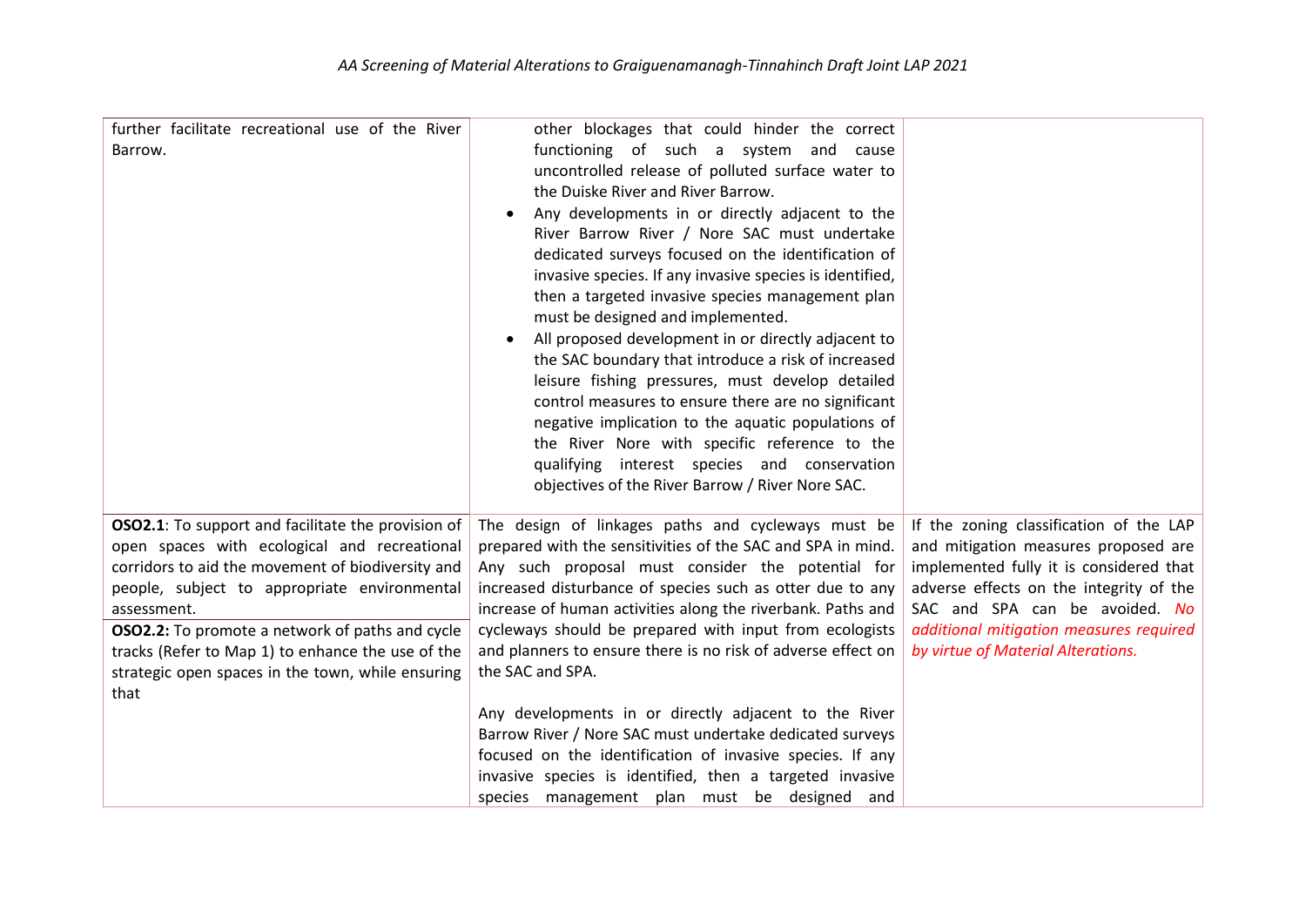| | | |
|---|---|---|
| further facilitate recreational use of the River Barrow. | other blockages that could hinder the correct functioning of such a system and cause uncontrolled release of polluted surface water to the Duiske River and River Barrow.<br>• Any developments in or directly adjacent to the River Barrow River / Nore SAC must undertake dedicated surveys focused on the identification of invasive species. If any invasive species is identified, then a targeted invasive species management plan must be designed and implemented.<br>• All proposed development in or directly adjacent to the SAC boundary that introduce a risk of increased leisure fishing pressures, must develop detailed control measures to ensure there are no significant negative implication to the aquatic populations of the River Nore with specific reference to the qualifying interest species and conservation objectives of the River Barrow / River Nore SAC. | |
| **OSO2.1**: To support and facilitate the provision of open spaces with ecological and recreational corridors to aid the movement of biodiversity and people, subject to appropriate environmental assessment.<br>**OSO2.2:** To promote a network of paths and cycle tracks (Refer to Map 1) to enhance the use of the strategic open spaces in the town, while ensuring that | The design of linkages paths and cycleways must be prepared with the sensitivities of the SAC and SPA in mind. Any such proposal must consider the potential for increased disturbance of species such as otter due to any increase of human activities along the riverbank. Paths and cycleways should be prepared with input from ecologists and planners to ensure there is no risk of adverse effect on the SAC and SPA.<br><br>Any developments in or directly adjacent to the River Barrow River / Nore SAC must undertake dedicated surveys focused on the identification of invasive species. If any invasive species is identified, then a targeted invasive species management plan must be designed and | If the zoning classification of the LAP and mitigation measures proposed are implemented fully it is considered that adverse effects on the integrity of the SAC and SPA can be avoided. *No additional mitigation measures required by virtue of Material Alterations.* |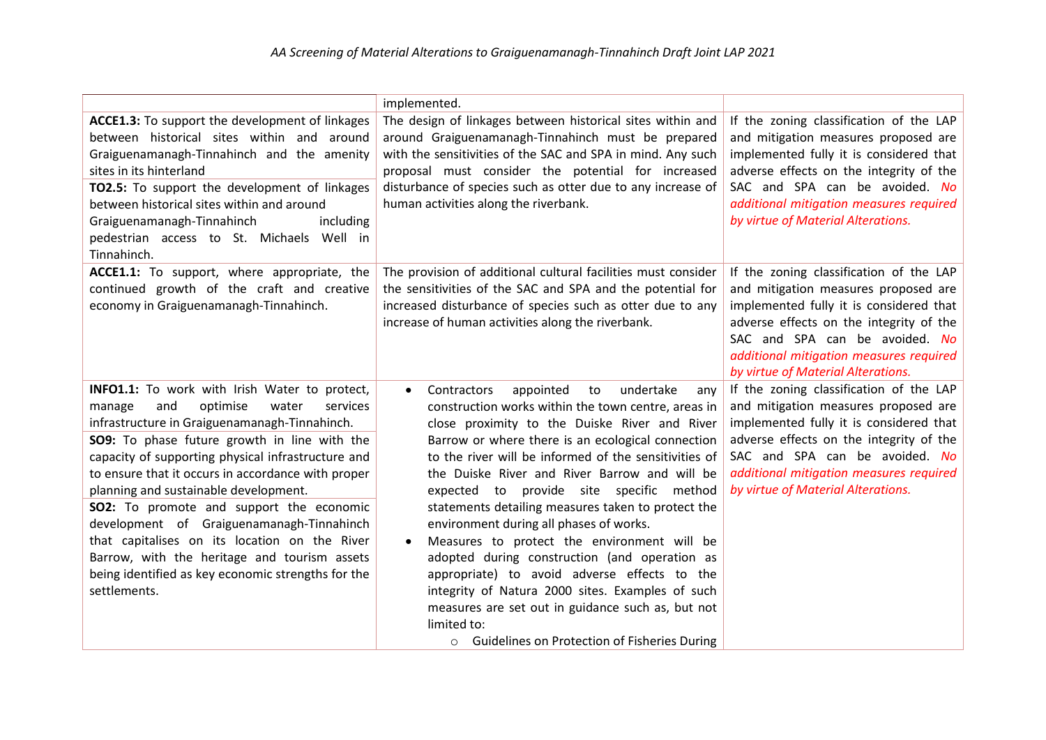| | | |
|---|---|---|
| | implemented. | |
| **ACCE1.3:** To support the development of linkages between historical sites within and around Graiguenamanagh-Tinnahinch and the amenity sites in its hinterland<br>**TO2.5:** To support the development of linkages between historical sites within and around Graiguenamanagh-Tinnahinch including pedestrian access to St. Michaels Well in Tinnahinch. | The design of linkages between historical sites within and around Graiguenamanagh-Tinnahinch must be prepared with the sensitivities of the SAC and SPA in mind. Any such proposal must consider the potential for increased disturbance of species such as otter due to any increase of human activities along the riverbank. | If the zoning classification of the LAP and mitigation measures proposed are implemented fully it is considered that adverse effects on the integrity of the SAC and SPA can be avoided. *No additional mitigation measures required by virtue of Material Alterations.* |
| **ACCE1.1:** To support, where appropriate, the continued growth of the craft and creative economy in Graiguenamanagh-Tinnahinch. | The provision of additional cultural facilities must consider the sensitivities of the SAC and SPA and the potential for increased disturbance of species such as otter due to any increase of human activities along the riverbank. | If the zoning classification of the LAP and mitigation measures proposed are implemented fully it is considered that adverse effects on the integrity of the SAC and SPA can be avoided. *No additional mitigation measures required by virtue of Material Alterations.* |
| **INFO1.1:** To work with Irish Water to protect, manage and optimise water services infrastructure in Graiguenamanagh-Tinnahinch.<br>**SO9:** To phase future growth in line with the capacity of supporting physical infrastructure and to ensure that it occurs in accordance with proper planning and sustainable development.<br>**SO2:** To promote and support the economic development of Graiguenamanagh-Tinnahinch that capitalises on its location on the River Barrow, with the heritage and tourism assets being identified as key economic strengths for the settlements. | • Contractors appointed to undertake any construction works within the town centre, areas in close proximity to the Duiske River and River Barrow or where there is an ecological connection to the river will be informed of the sensitivities of the Duiske River and River Barrow and will be expected to provide site specific method statements detailing measures taken to protect the environment during all phases of works.<br>• Measures to protect the environment will be adopted during construction (and operation as appropriate) to avoid adverse effects to the integrity of Natura 2000 sites. Examples of such measures are set out in guidance such as, but not limited to:<br>  ○ Guidelines on Protection of Fisheries During | If the zoning classification of the LAP and mitigation measures proposed are implemented fully it is considered that adverse effects on the integrity of the SAC and SPA can be avoided. *No additional mitigation measures required by virtue of Material Alterations.* |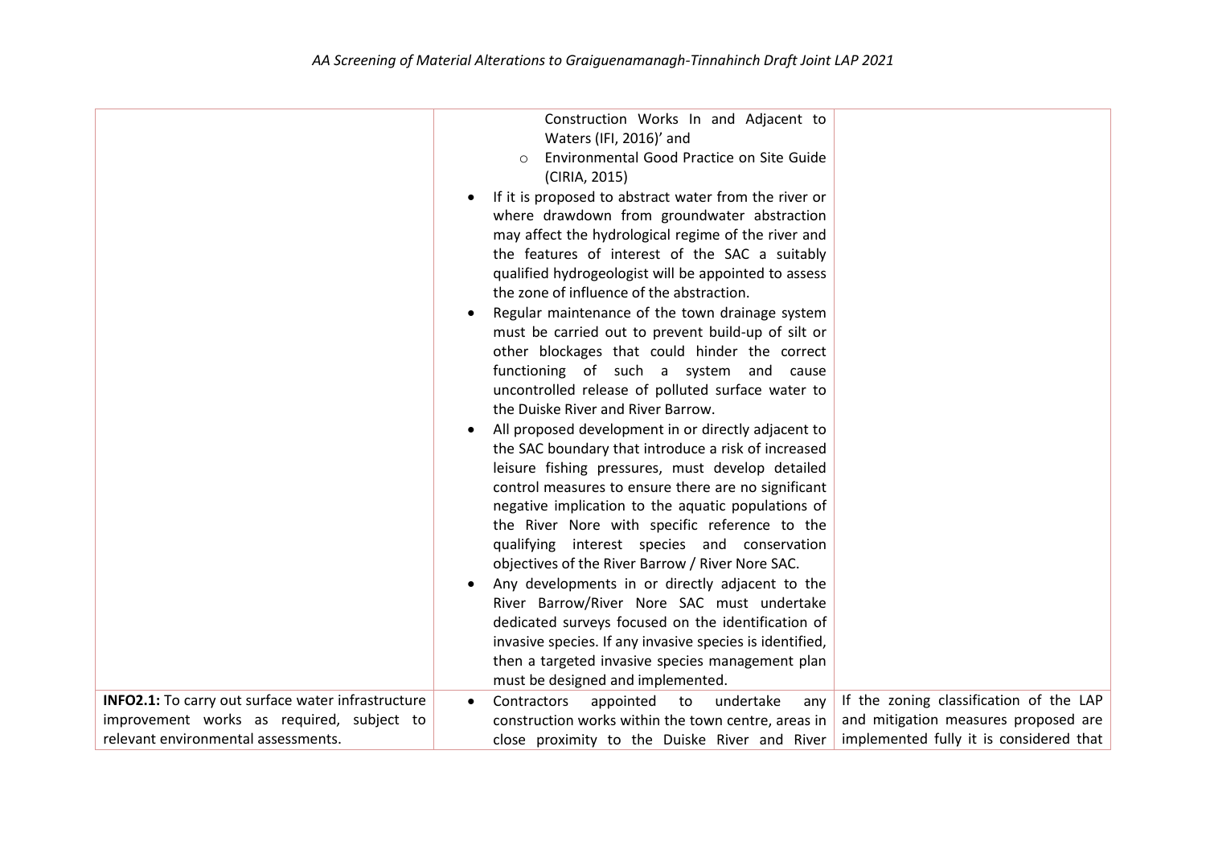| | | |
|---|---|---|
| | Construction Works In and Adjacent to Waters (IFI, 2016)' and<br>○ Environmental Good Practice on Site Guide (CIRIA, 2015)<br>• If it is proposed to abstract water from the river or where drawdown from groundwater abstraction may affect the hydrological regime of the river and the features of interest of the SAC a suitably qualified hydrogeologist will be appointed to assess the zone of influence of the abstraction.<br>• Regular maintenance of the town drainage system must be carried out to prevent build-up of silt or other blockages that could hinder the correct functioning of such a system and cause uncontrolled release of polluted surface water to the Duiske River and River Barrow.<br>• All proposed development in or directly adjacent to the SAC boundary that introduce a risk of increased leisure fishing pressures, must develop detailed control measures to ensure there are no significant negative implication to the aquatic populations of the River Nore with specific reference to the qualifying interest species and conservation objectives of the River Barrow / River Nore SAC.<br>• Any developments in or directly adjacent to the River Barrow/River Nore SAC must undertake dedicated surveys focused on the identification of invasive species. If any invasive species is identified, then a targeted invasive species management plan must be designed and implemented. | |
| **INFO2.1:** To carry out surface water infrastructure improvement works as required, subject to relevant environmental assessments. | • Contractors appointed to undertake any construction works within the town centre, areas in close proximity to the Duiske River and River | If the zoning classification of the LAP and mitigation measures proposed are implemented fully it is considered that |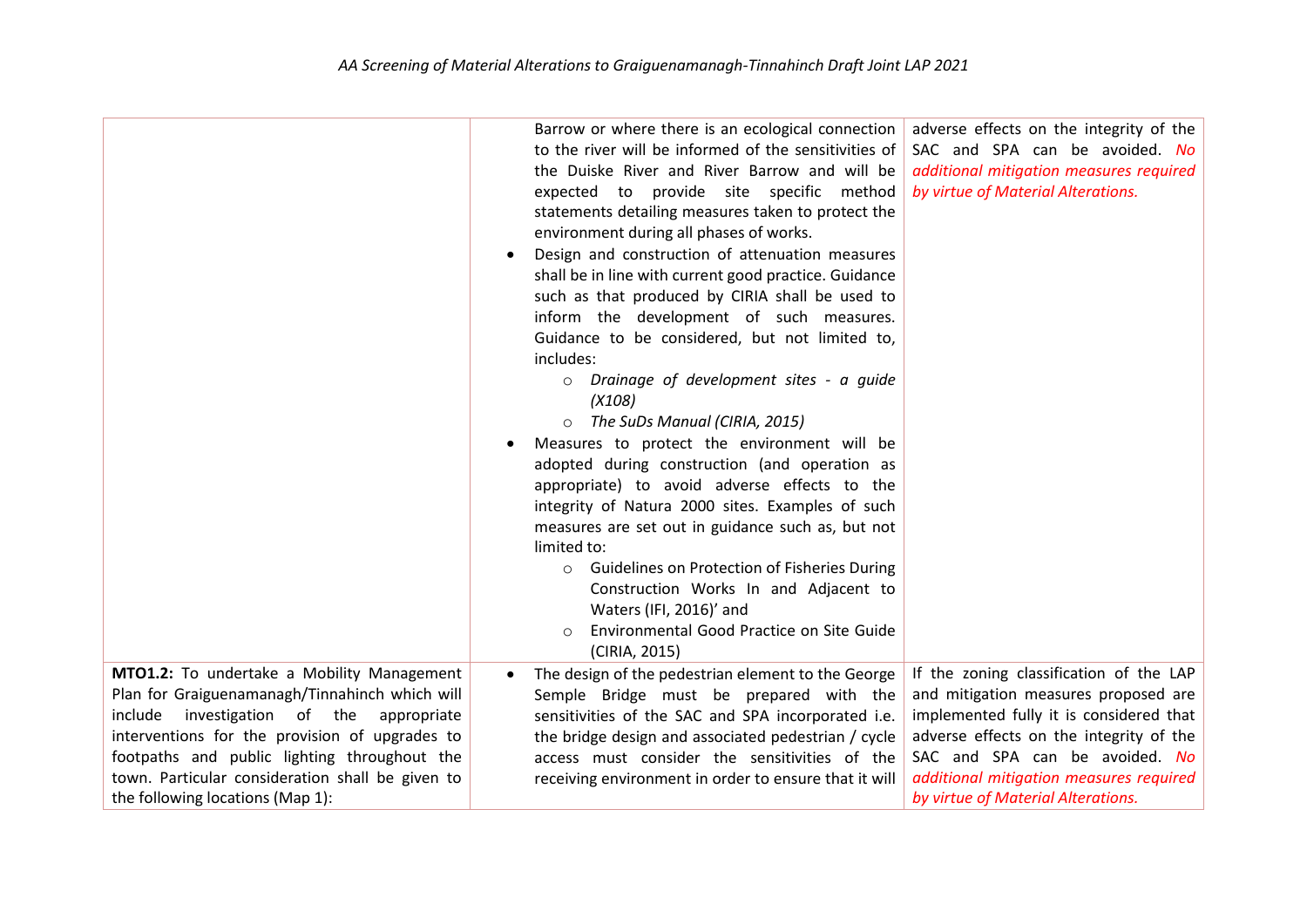| | | |
|---|---|---|
| | Barrow or where there is an ecological connection to the river will be informed of the sensitivities of the Duiske River and River Barrow and will be expected to provide site specific method statements detailing measures taken to protect the environment during all phases of works.<br>• Design and construction of attenuation measures shall be in line with current good practice. Guidance such as that produced by CIRIA shall be used to inform the development of such measures. Guidance to be considered, but not limited to, includes:<br>&nbsp;&nbsp;&nbsp;&nbsp;○ *Drainage of development sites - a guide (X108)*<br>&nbsp;&nbsp;&nbsp;&nbsp;○ *The SuDs Manual (CIRIA, 2015)*<br>• Measures to protect the environment will be adopted during construction (and operation as appropriate) to avoid adverse effects to the integrity of Natura 2000 sites. Examples of such measures are set out in guidance such as, but not limited to:<br>&nbsp;&nbsp;&nbsp;&nbsp;○ Guidelines on Protection of Fisheries During Construction Works In and Adjacent to Waters (IFI, 2016)' and<br>&nbsp;&nbsp;&nbsp;&nbsp;○ Environmental Good Practice on Site Guide (CIRIA, 2015) | adverse effects on the integrity of the SAC and SPA can be avoided. *No additional mitigation measures required by virtue of Material Alterations.* |
| **MTO1.2:** To undertake a Mobility Management Plan for Graiguenamanagh/Tinnahinch which will include investigation of the appropriate interventions for the provision of upgrades to footpaths and public lighting throughout the town. Particular consideration shall be given to the following locations (Map 1): | • The design of the pedestrian element to the George Semple Bridge must be prepared with the sensitivities of the SAC and SPA incorporated i.e. the bridge design and associated pedestrian / cycle access must consider the sensitivities of the receiving environment in order to ensure that it will | If the zoning classification of the LAP and mitigation measures proposed are implemented fully it is considered that adverse effects on the integrity of the SAC and SPA can be avoided. *No additional mitigation measures required by virtue of Material Alterations.* |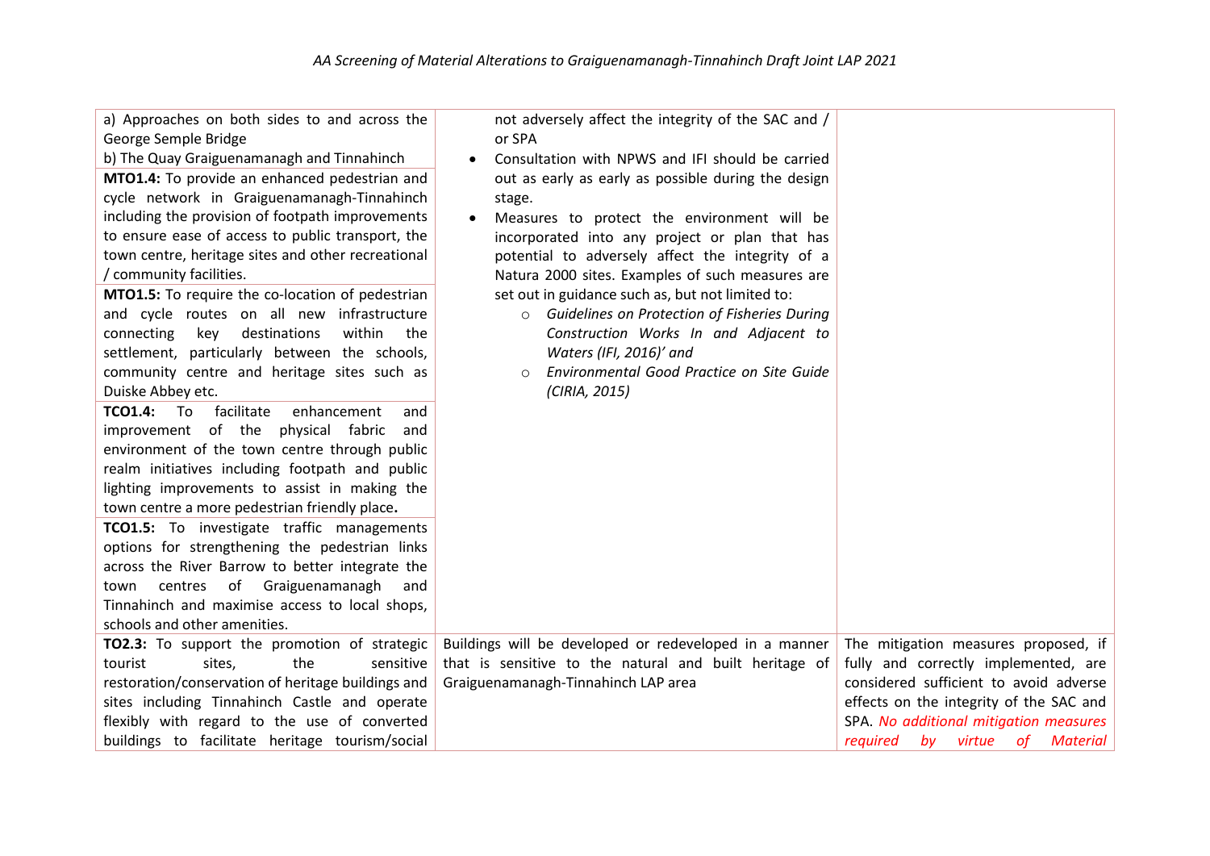| | | |
|---|---|---|
| a) Approaches on both sides to and across the George Semple Bridge<br>b) The Quay Graiguenamanagh and Tinnahinch<br>**MTO1.4:** To provide an enhanced pedestrian and cycle network in Graiguenamanagh-Tinnahinch including the provision of footpath improvements to ensure ease of access to public transport, the town centre, heritage sites and other recreational / community facilities.<br>**MTO1.5:** To require the co-location of pedestrian and cycle routes on all new infrastructure connecting key destinations within the settlement, particularly between the schools, community centre and heritage sites such as Duiske Abbey etc.<br>**TCO1.4:** To facilitate enhancement and improvement of the physical fabric and environment of the town centre through public realm initiatives including footpath and public lighting improvements to assist in making the town centre a more pedestrian friendly place.<br>**TCO1.5:** To investigate traffic managements options for strengthening the pedestrian links across the River Barrow to better integrate the town centres of Graiguenamanagh and Tinnahinch and maximise access to local shops, schools and other amenities. | not adversely affect the integrity of the SAC and / or SPA<br>• Consultation with NPWS and IFI should be carried out as early as early as possible during the design stage.<br>• Measures to protect the environment will be incorporated into any project or plan that has potential to adversely affect the integrity of a Natura 2000 sites. Examples of such measures are set out in guidance such as, but not limited to:<br>  ○ *Guidelines on Protection of Fisheries During Construction Works In and Adjacent to Waters (IFI, 2016)' and*<br>  ○ *Environmental Good Practice on Site Guide (CIRIA, 2015)* | |
| **TO2.3:** To support the promotion of strategic tourist sites, the sensitive restoration/conservation of heritage buildings and sites including Tinnahinch Castle and operate flexibly with regard to the use of converted buildings to facilitate heritage tourism/social | Buildings will be developed or redeveloped in a manner that is sensitive to the natural and built heritage of Graiguenamanagh-Tinnahinch LAP area | The mitigation measures proposed, if fully and correctly implemented, are considered sufficient to avoid adverse effects on the integrity of the SAC and SPA. *No additional mitigation measures required by virtue of Material* |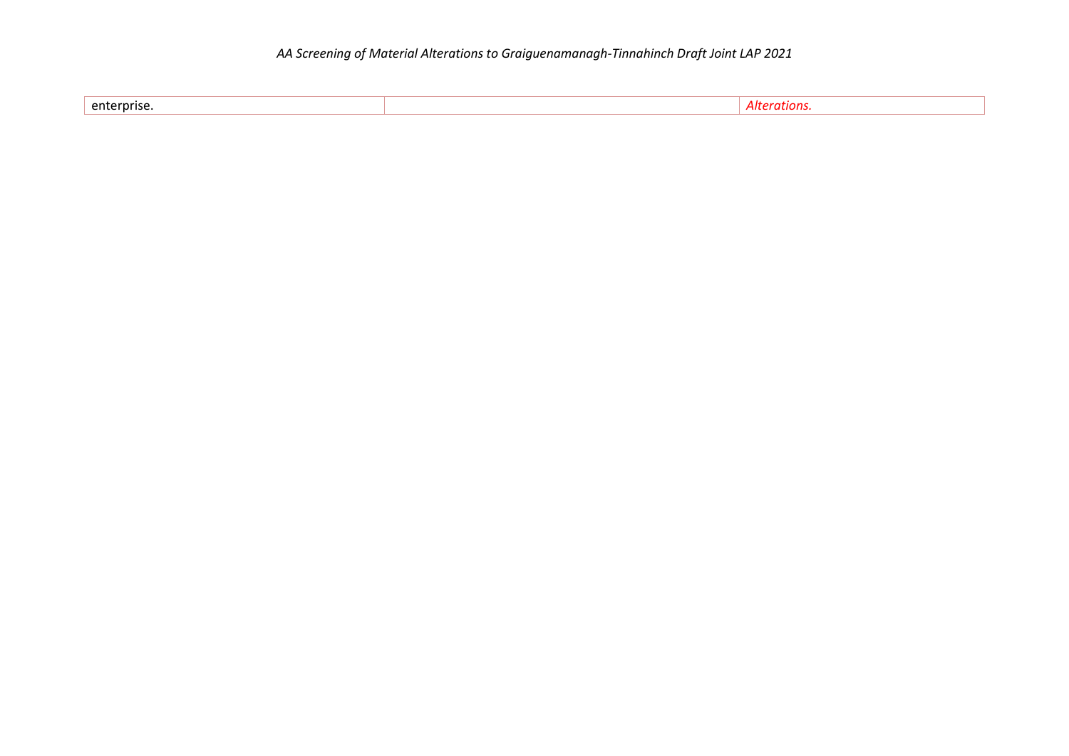| | | |
|---|---|---|
| enterprise. | | *Alterations.* |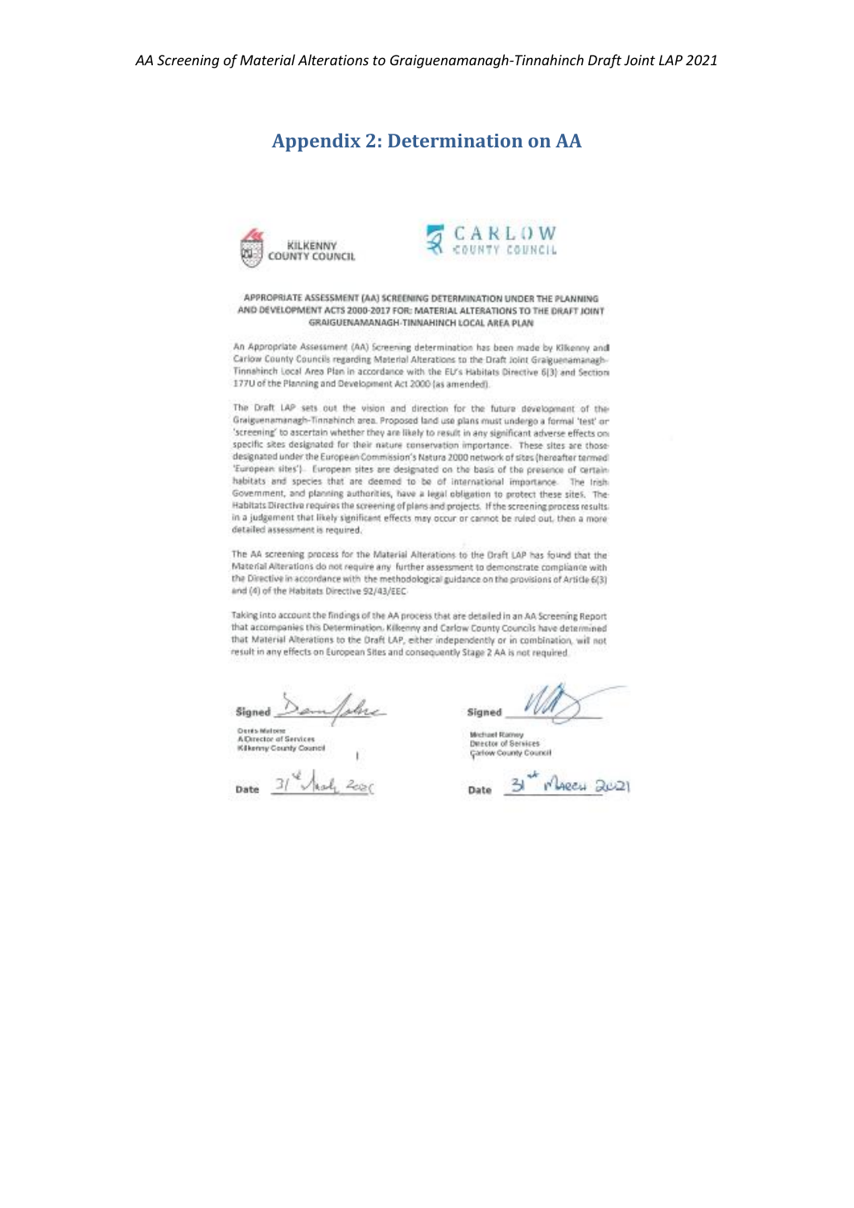## Appendix 2: Determination on AA

KILKENNY COUNTY COUNCIL

CARLOW COUNTY COUNCIL

APPROPRIATE ASSESSMENT (AA) SCREENING DETERMINATION UNDER THE PLANNING AND DEVELOPMENT ACTS 2000-2017 FOR: MATERIAL ALTERATIONS TO THE DRAFT JOINT GRAIGUENAMANAGH-TINNAHINCH LOCAL AREA PLAN

An Appropriate Assessment (AA) Screening determination has been made by Kilkenny and Carlow County Councils regarding Material Alterations to the Draft Joint Graiguenamanagh-Tinnahinch Local Area Plan in accordance with the EU's Habitats Directive 6(3) and Section 177U of the Planning and Development Act 2000 (as amended).

The Draft LAP sets out the vision and direction for the future development of the Graiguenamanagh-Tinnahinch area. Proposed land use plans must undergo a formal 'test' or 'screening' to ascertain whether they are likely to result in any significant adverse effects on specific sites designated for their nature conservation importance. These sites are those designated under the European Commission's Natura 2000 network of sites (hereafter termed 'European sites'). European sites are designated on the basis of the presence of certain habitats and species that are deemed to be of international importance. The Irish Government, and planning authorities, have a legal obligation to protect these sites. The Habitats Directive requires the screening of plans and projects. If the screening process results in a judgement that likely significant effects may occur or cannot be ruled out, then a more detailed assessment is required.

The AA screening process for the Material Alterations to the Draft LAP has found that the Material Alterations do not require any further assessment to demonstrate compliance with the Directive in accordance with the methodological guidance on the provisions of Article 6(3) and (4) of the Habitats Directive 92/43/EEC.

Taking into account the findings of the AA process that are detailed in an AA Screening Report that accompanies this Determination, Kilkenny and Carlow County Councils have determined that Material Alterations to the Draft LAP, either independently or in combination, will not result in any effects on European Sites and consequently Stage 2 AA is not required.

Signed

Denis Malone
A/Director of Services
Kilkenny County Council

Date 31st March 2021

Signed

Michael Rainey
Director of Services
Carlow County Council

Date 31st March 2021